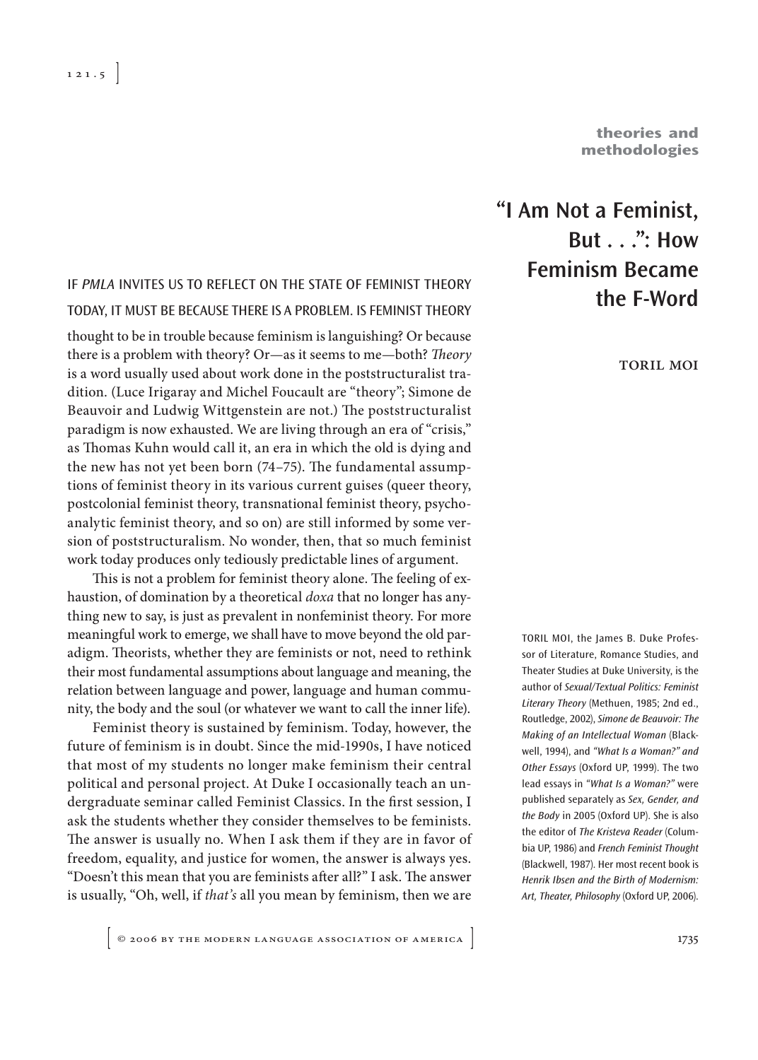theories and methodologies

# "I Am Not a Feminist, But . . .": How Feminism Became the F-Word

TORIL MOI

IF *PMLA* INVITES US TO REFLECT ON THE STATE OF FEMINIST THEORY TODAY, IT MUST BE BECAUSE THERE IS A PROBLEM. IS FEMINIST THEORY thought to be in trouble because feminism is languishing? Or because there is a problem with theory? Or—as it seems to me—both? *Theory* is a word usually used about work done in the poststructuralist tradition. (Luce Irigaray and Michel Foucault are "theory"; Simone de Beauvoir and Ludwig Wittgenstein are not.) The poststructuralist paradigm is now exhausted. We are living through an era of "crisis," as Thomas Kuhn would call it, an era in which the old is dying and the new has not yet been born (74–75). The fundamental assumptions of feminist theory in its various current guises (queer theory, postcolonial feminist theory, transnational feminist theory, psychoanalytic feminist theory, and so on) are still informed by some version of poststructuralism. No wonder, then, that so much feminist work today produces only tediously predictable lines of argument.

This is not a problem for feminist theory alone. The feeling of exhaustion, of domination by a theoretical *doxa* that no longer has anything new to say, is just as prevalent in nonfeminist theory. For more meaningful work to emerge, we shall have to move beyond the old paradigm. Theorists, whether they are feminists or not, need to rethink their most fundamental assumptions about language and meaning, the relation between language and power, language and human community, the body and the soul (or whatever we want to call the inner life).

Feminist theory is sustained by feminism. Today, however, the future of feminism is in doubt. Since the mid-1990s, I have noticed that most of my students no longer make feminism their central political and personal project. At Duke I occasionally teach an undergraduate seminar called Feminist Classics. In the first session, I ask the students whether they consider themselves to be feminists. The answer is usually no. When I ask them if they are in favor of freedom, equality, and justice for women, the answer is always yes. "Doesn't this mean that you are feminists after all?" I ask. The answer is usually, "Oh, well, if *that's* all you mean by feminism, then we are

TORIL MOI, the James B. Duke Professor of Literature, Romance Studies, and Theater Studies at Duke University, is the author of *Sexual/Textual Politics: Feminist Literary Theory* (Methuen, 1985; 2nd ed., Routledge, 2002), *Simone de Beauvoir: The Making of an Intellectual Woman* (Blackwell, 1994), and *"What Is a Woman?" and Other Essays* (Oxford UP, 1999). The two lead essays in *"What Is a Woman?"* were published separately as *Sex, Gender, and the Body* in 2005 (Oxford UP). She is also the editor of *The Kristeva Reader* (Columbia UP, 1986) and *French Feminist Thought* (Blackwell, 1987). Her most recent book is *Henrik Ibsen and the Birth of Modernism: Art, Theater, Philosophy* (Oxford UP, 2006).

© 2006 BY THE MODERN LANGUAGE ASSOCIATION OF AMERICA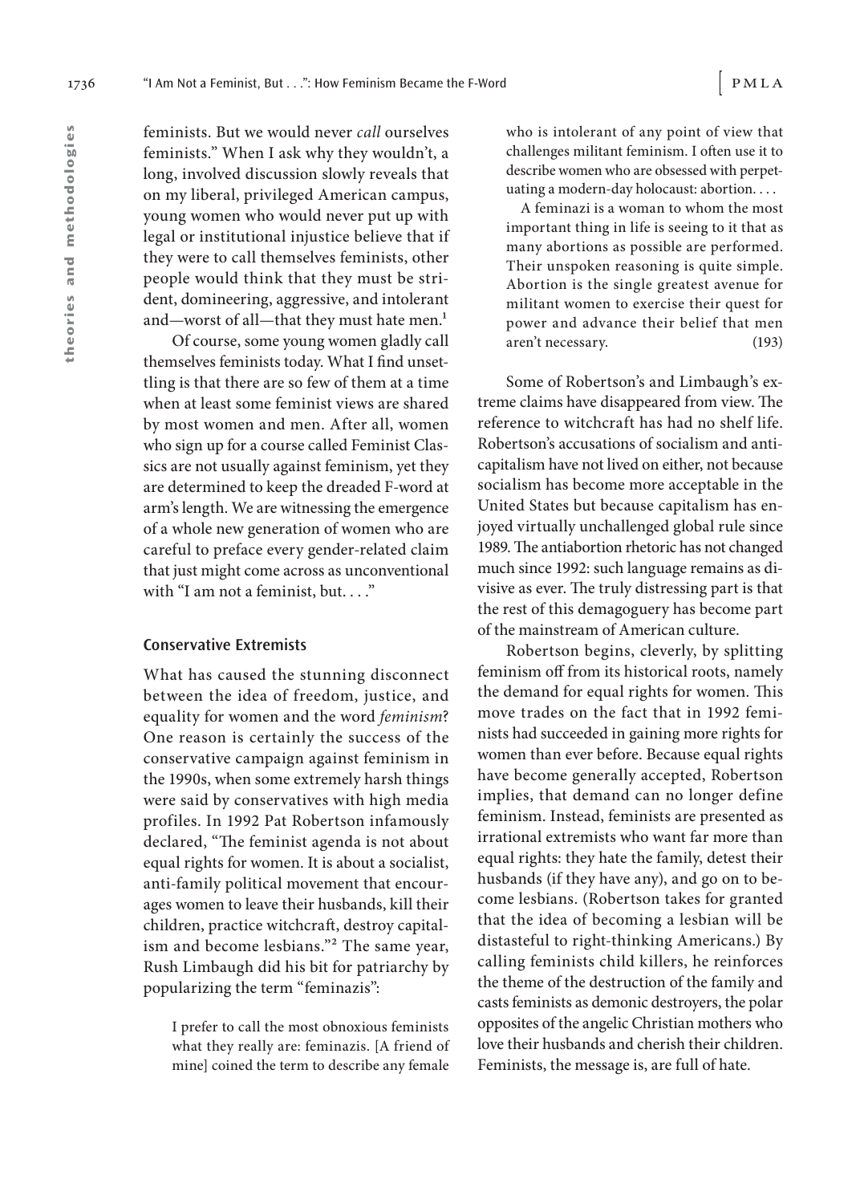feminists. But we would never *call* ourselves feminists." When I ask why they wouldn't, a long, involved discussion slowly reveals that on my liberal, privileged American campus, young women who would never put up with legal or institutional injustice believe that if they were to call themselves feminists, other people would think that they must be strident, domineering, aggressive, and intolerant and—worst of all—that they must hate men.[1]

Of course, some young women gladly call themselves feminists today. What I find unsettling is that there are so few of them at a time when at least some feminist views are shared by most women and men. After all, women who sign up for a course called Feminist Classics are not usually against feminism, yet they are determined to keep the dreaded F-word at arm's length. We are witnessing the emergence of a whole new generation of women who are careful to preface every gender-related claim that just might come across as unconventional with "I am not a feminist, but. . . ."

## Conservative Extremists

What has caused the stunning disconnect between the idea of freedom, justice, and equality for women and the word *feminism*? One reason is certainly the success of the conservative campaign against feminism in the 1990s, when some extremely harsh things were said by conservatives with high media profiles. In 1992 Pat Robertson infamously declared, "The feminist agenda is not about equal rights for women. It is about a socialist, anti-family political movement that encourages women to leave their husbands, kill their children, practice witchcraft, destroy capitalism and become lesbians."[2] The same year, Rush Limbaugh did his bit for patriarchy by popularizing the term "feminazis":

> I prefer to call the most obnoxious feminists what they really are: feminazis. [A friend of mine] coined the term to describe any female who is intolerant of any point of view that challenges militant feminism. I often use it to describe women who are obsessed with perpetuating a modern-day holocaust: abortion. . . .
>
> A feminazi is a woman to whom the most important thing in life is seeing to it that as many abortions as possible are performed. Their unspoken reasoning is quite simple. Abortion is the single greatest avenue for militant women to exercise their quest for power and advance their belief that men aren't necessary. (193)

Some of Robertson's and Limbaugh's extreme claims have disappeared from view. The reference to witchcraft has had no shelf life. Robertson's accusations of socialism and anticapitalism have not lived on either, not because socialism has become more acceptable in the United States but because capitalism has enjoyed virtually unchallenged global rule since 1989. The antiabortion rhetoric has not changed much since 1992: such language remains as divisive as ever. The truly distressing part is that the rest of this demagoguery has become part of the mainstream of American culture.

Robertson begins, cleverly, by splitting feminism off from its historical roots, namely the demand for equal rights for women. This move trades on the fact that in 1992 feminists had succeeded in gaining more rights for women than ever before. Because equal rights have become generally accepted, Robertson implies, that demand can no longer define feminism. Instead, feminists are presented as irrational extremists who want far more than equal rights: they hate the family, detest their husbands (if they have any), and go on to become lesbians. (Robertson takes for granted that the idea of becoming a lesbian will be distasteful to right-thinking Americans.) By calling feminists child killers, he reinforces the theme of the destruction of the family and casts feminists as demonic destroyers, the polar opposites of the angelic Christian mothers who love their husbands and cherish their children. Feminists, the message is, are full of hate.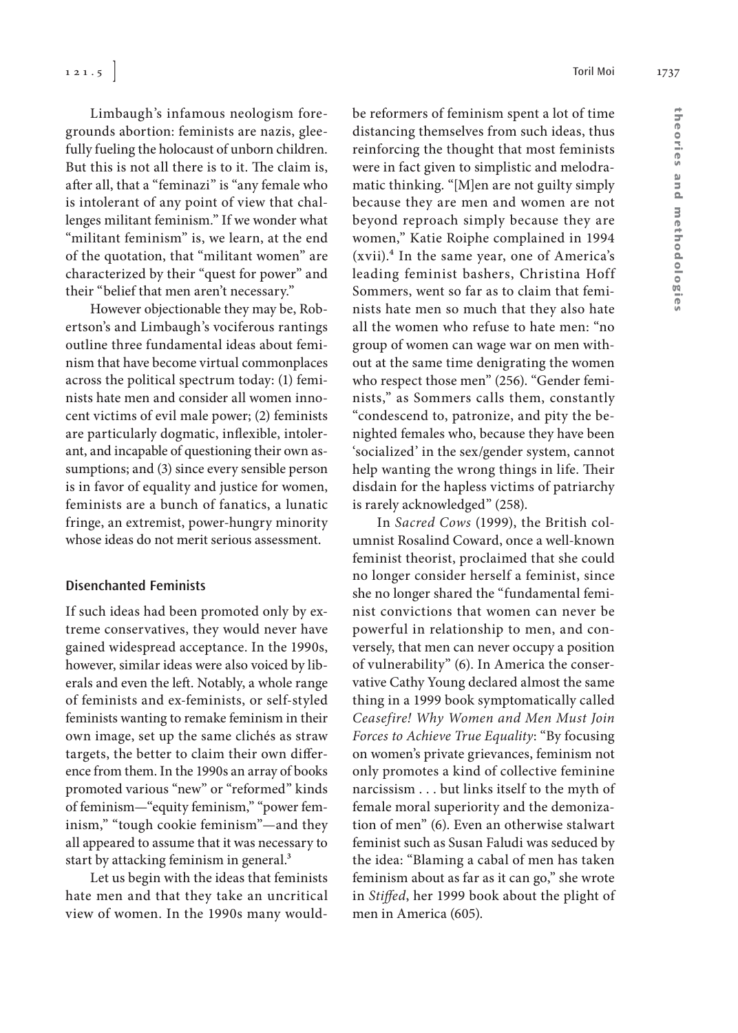Limbaugh's infamous neologism foregrounds abortion: feminists are nazis, gleefully fueling the holocaust of unborn children. But this is not all there is to it. The claim is, after all, that a "feminazi" is "any female who is intolerant of any point of view that challenges militant feminism." If we wonder what "militant feminism" is, we learn, at the end of the quotation, that "militant women" are characterized by their "quest for power" and their "belief that men aren't necessary."

However objectionable they may be, Robertson's and Limbaugh's vociferous rantings outline three fundamental ideas about feminism that have become virtual commonplaces across the political spectrum today: (1) feminists hate men and consider all women innocent victims of evil male power; (2) feminists are particularly dogmatic, inflexible, intolerant, and incapable of questioning their own assumptions; and (3) since every sensible person is in favor of equality and justice for women, feminists are a bunch of fanatics, a lunatic fringe, an extremist, power-hungry minority whose ideas do not merit serious assessment.

## Disenchanted Feminists

If such ideas had been promoted only by extreme conservatives, they would never have gained widespread acceptance. In the 1990s, however, similar ideas were also voiced by liberals and even the left. Notably, a whole range of feminists and ex-feminists, or self-styled feminists wanting to remake feminism in their own image, set up the same clichés as straw targets, the better to claim their own difference from them. In the 1990s an array of books promoted various "new" or "reformed" kinds of feminism—"equity feminism," "power feminism," "tough cookie feminism"—and they all appeared to assume that it was necessary to start by attacking feminism in general.[3]

Let us begin with the ideas that feminists hate men and that they take an uncritical view of women. In the 1990s many would-be reformers of feminism spent a lot of time distancing themselves from such ideas, thus reinforcing the thought that most feminists were in fact given to simplistic and melodramatic thinking. "[M]en are not guilty simply because they are men and women are not beyond reproach simply because they are women," Katie Roiphe complained in 1994 (xvii).[4] In the same year, one of America's leading feminist bashers, Christina Hoff Sommers, went so far as to claim that feminists hate men so much that they also hate all the women who refuse to hate men: "no group of women can wage war on men without at the same time denigrating the women who respect those men" (256). "Gender feminists," as Sommers calls them, constantly "condescend to, patronize, and pity the benighted females who, because they have been 'socialized' in the sex/gender system, cannot help wanting the wrong things in life. Their disdain for the hapless victims of patriarchy is rarely acknowledged" (258).

In *Sacred Cows* (1999), the British columnist Rosalind Coward, once a well-known feminist theorist, proclaimed that she could no longer consider herself a feminist, since she no longer shared the "fundamental feminist convictions that women can never be powerful in relationship to men, and conversely, that men can never occupy a position of vulnerability" (6). In America the conservative Cathy Young declared almost the same thing in a 1999 book symptomatically called *Ceasefire! Why Women and Men Must Join Forces to Achieve True Equality*: "By focusing on women's private grievances, feminism not only promotes a kind of collective feminine narcissism . . . but links itself to the myth of female moral superiority and the demonization of men" (6). Even an otherwise stalwart feminist such as Susan Faludi was seduced by the idea: "Blaming a cabal of men has taken feminism about as far as it can go," she wrote in *Stiffed*, her 1999 book about the plight of men in America (605).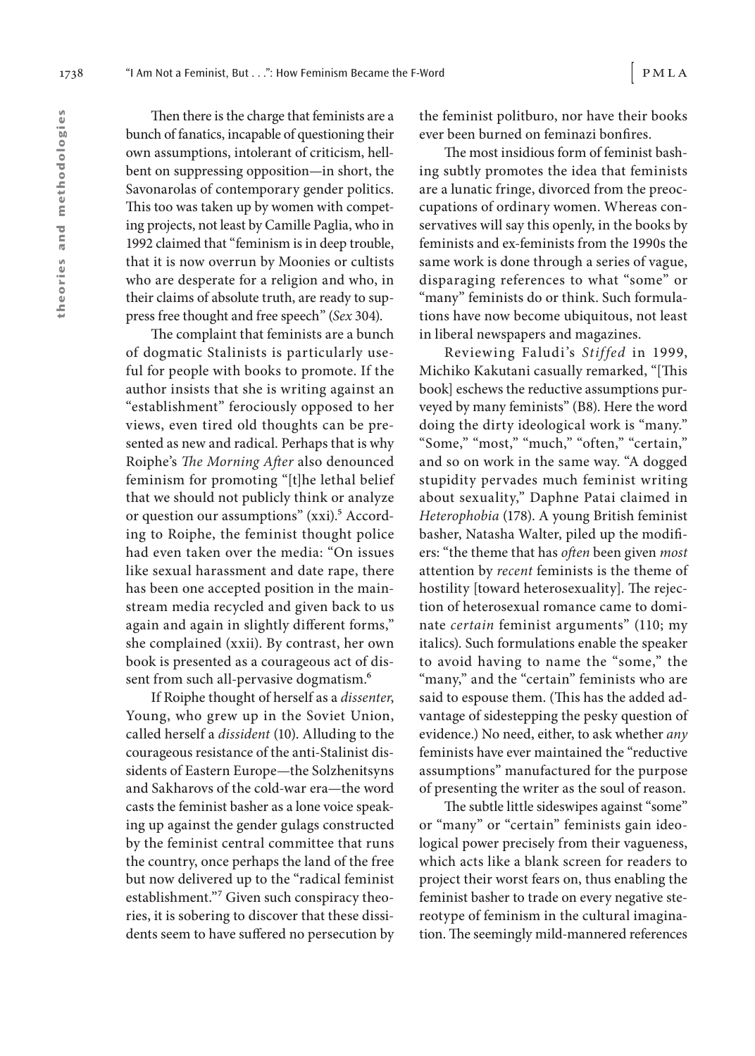Then there is the charge that feminists are a bunch of fanatics, incapable of questioning their own assumptions, intolerant of criticism, hell-bent on suppressing opposition—in short, the Savonarolas of contemporary gender politics. This too was taken up by women with competing projects, not least by Camille Paglia, who in 1992 claimed that "feminism is in deep trouble, that it is now overrun by Moonies or cultists who are desperate for a religion and who, in their claims of absolute truth, are ready to suppress free thought and free speech" (*Sex* 304).

The complaint that feminists are a bunch of dogmatic Stalinists is particularly useful for people with books to promote. If the author insists that she is writing against an "establishment" ferociously opposed to her views, even tired old thoughts can be presented as new and radical. Perhaps that is why Roiphe's *The Morning After* also denounced feminism for promoting "[t]he lethal belief that we should not publicly think or analyze or question our assumptions" (xxi).[5] According to Roiphe, the feminist thought police had even taken over the media: "On issues like sexual harassment and date rape, there has been one accepted position in the mainstream media recycled and given back to us again and again in slightly different forms," she complained (xxii). By contrast, her own book is presented as a courageous act of dissent from such all-pervasive dogmatism.[6]

If Roiphe thought of herself as a *dissenter*, Young, who grew up in the Soviet Union, called herself a *dissident* (10). Alluding to the courageous resistance of the anti-Stalinist dissidents of Eastern Europe—the Solzhenitsyns and Sakharovs of the cold-war era—the word casts the feminist basher as a lone voice speaking up against the gender gulags constructed by the feminist central committee that runs the country, once perhaps the land of the free but now delivered up to the "radical feminist establishment."[7] Given such conspiracy theories, it is sobering to discover that these dissidents seem to have suffered no persecution by the feminist politburo, nor have their books ever been burned on feminazi bonfires.

The most insidious form of feminist bashing subtly promotes the idea that feminists are a lunatic fringe, divorced from the preoccupations of ordinary women. Whereas conservatives will say this openly, in the books by feminists and ex-feminists from the 1990s the same work is done through a series of vague, disparaging references to what "some" or "many" feminists do or think. Such formulations have now become ubiquitous, not least in liberal newspapers and magazines.

Reviewing Faludi's *Stiffed* in 1999, Michiko Kakutani casually remarked, "[This book] eschews the reductive assumptions purveyed by many feminists" (B8). Here the word doing the dirty ideological work is "many." "Some," "most," "much," "often," "certain," and so on work in the same way. "A dogged stupidity pervades much feminist writing about sexuality," Daphne Patai claimed in *Heterophobia* (178). A young British feminist basher, Natasha Walter, piled up the modifiers: "the theme that has *often* been given *most* attention by *recent* feminists is the theme of hostility [toward heterosexuality]. The rejection of heterosexual romance came to dominate *certain* feminist arguments" (110; my italics). Such formulations enable the speaker to avoid having to name the "some," the "many," and the "certain" feminists who are said to espouse them. (This has the added advantage of sidestepping the pesky question of evidence.) No need, either, to ask whether *any* feminists have ever maintained the "reductive assumptions" manufactured for the purpose of presenting the writer as the soul of reason.

The subtle little sideswipes against "some" or "many" or "certain" feminists gain ideological power precisely from their vagueness, which acts like a blank screen for readers to project their worst fears on, thus enabling the feminist basher to trade on every negative stereotype of feminism in the cultural imagination. The seemingly mild-mannered references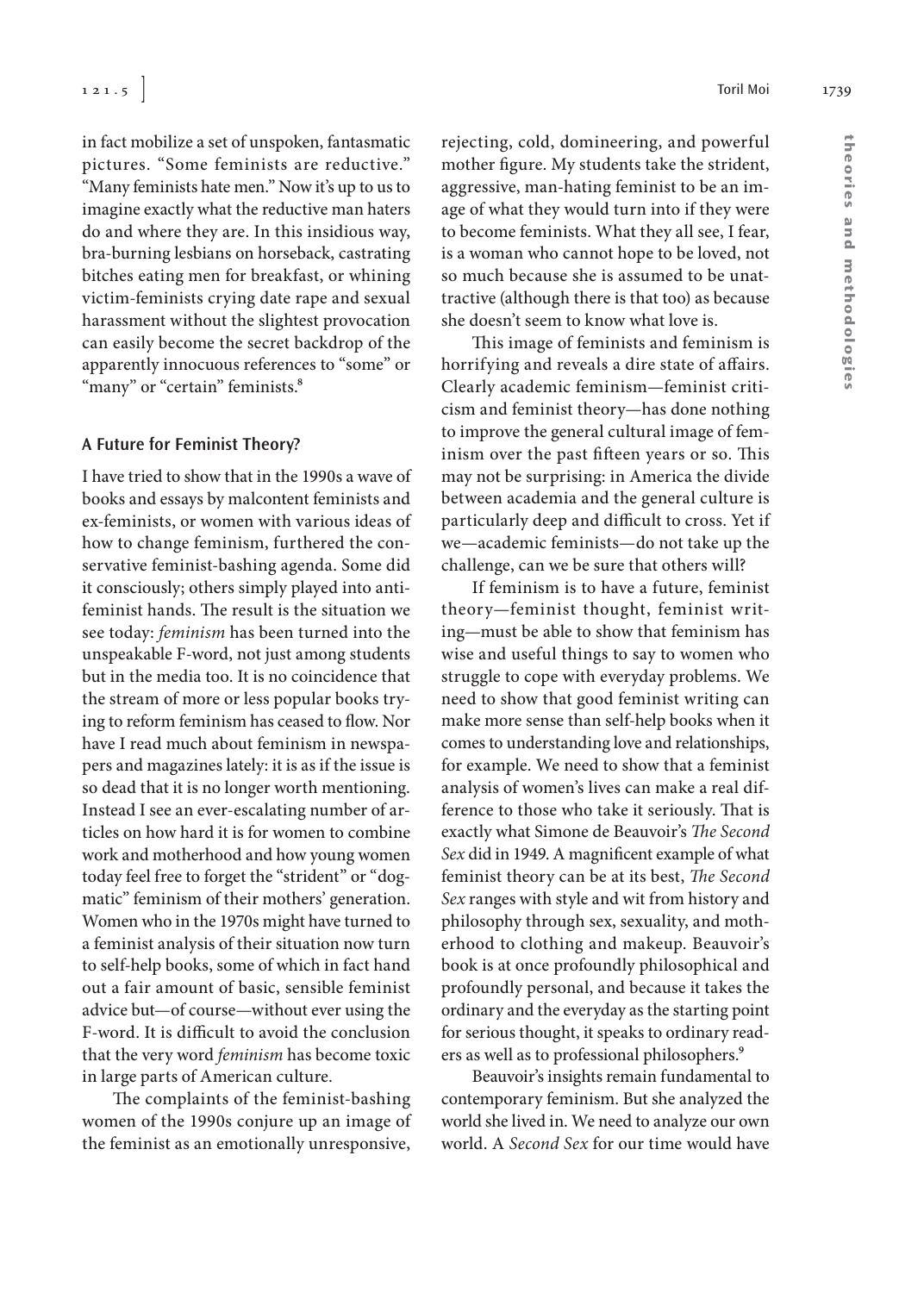in fact mobilize a set of unspoken, fantasmatic pictures. "Some feminists are reductive." "Many feminists hate men." Now it's up to us to imagine exactly what the reductive man haters do and where they are. In this insidious way, bra-burning lesbians on horseback, castrating bitches eating men for breakfast, or whining victim-feminists crying date rape and sexual harassment without the slightest provocation can easily become the secret backdrop of the apparently innocuous references to "some" or "many" or "certain" feminists.[8]

## A Future for Feminist Theory?

I have tried to show that in the 1990s a wave of books and essays by malcontent feminists and ex-feminists, or women with various ideas of how to change feminism, furthered the conservative feminist-bashing agenda. Some did it consciously; others simply played into antifeminist hands. The result is the situation we see today: *feminism* has been turned into the unspeakable F-word, not just among students but in the media too. It is no coincidence that the stream of more or less popular books trying to reform feminism has ceased to flow. Nor have I read much about feminism in newspapers and magazines lately: it is as if the issue is so dead that it is no longer worth mentioning. Instead I see an ever-escalating number of articles on how hard it is for women to combine work and motherhood and how young women today feel free to forget the "strident" or "dogmatic" feminism of their mothers' generation. Women who in the 1970s might have turned to a feminist analysis of their situation now turn to self-help books, some of which in fact hand out a fair amount of basic, sensible feminist advice but—of course—without ever using the F-word. It is difficult to avoid the conclusion that the very word *feminism* has become toxic in large parts of American culture.

The complaints of the feminist-bashing women of the 1990s conjure up an image of the feminist as an emotionally unresponsive, rejecting, cold, domineering, and powerful mother figure. My students take the strident, aggressive, man-hating feminist to be an image of what they would turn into if they were to become feminists. What they all see, I fear, is a woman who cannot hope to be loved, not so much because she is assumed to be unattractive (although there is that too) as because she doesn't seem to know what love is.

This image of feminists and feminism is horrifying and reveals a dire state of affairs. Clearly academic feminism—feminist criticism and feminist theory—has done nothing to improve the general cultural image of feminism over the past fifteen years or so. This may not be surprising: in America the divide between academia and the general culture is particularly deep and difficult to cross. Yet if we—academic feminists—do not take up the challenge, can we be sure that others will?

If feminism is to have a future, feminist theory—feminist thought, feminist writing—must be able to show that feminism has wise and useful things to say to women who struggle to cope with everyday problems. We need to show that good feminist writing can make more sense than self-help books when it comes to understanding love and relationships, for example. We need to show that a feminist analysis of women's lives can make a real difference to those who take it seriously. That is exactly what Simone de Beauvoir's *The Second Sex* did in 1949. A magnificent example of what feminist theory can be at its best, *The Second Sex* ranges with style and wit from history and philosophy through sex, sexuality, and motherhood to clothing and makeup. Beauvoir's book is at once profoundly philosophical and profoundly personal, and because it takes the ordinary and the everyday as the starting point for serious thought, it speaks to ordinary readers as well as to professional philosophers.[9]

Beauvoir's insights remain fundamental to contemporary feminism. But she analyzed the world she lived in. We need to analyze our own world. A *Second Sex* for our time would have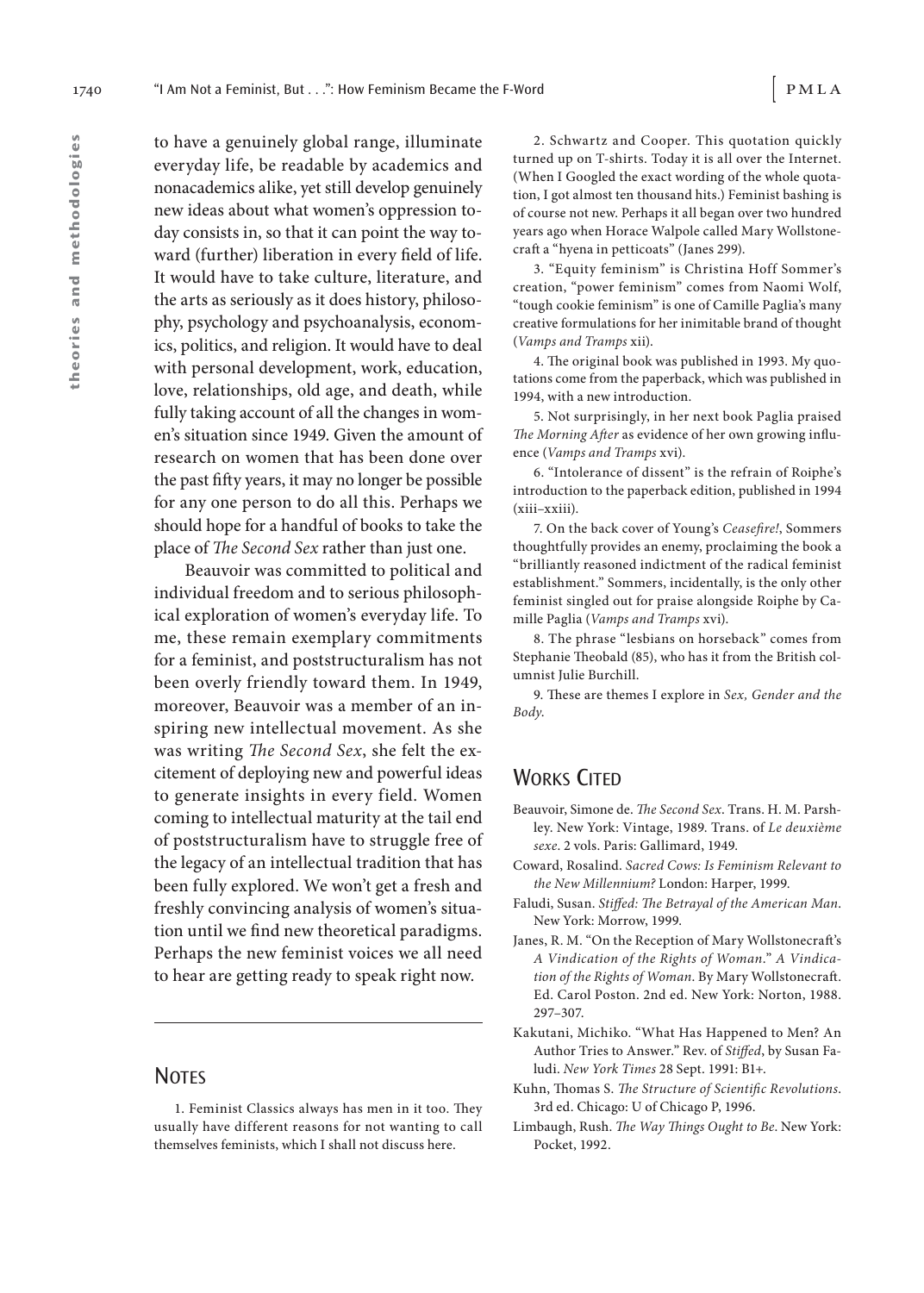to have a genuinely global range, illuminate everyday life, be readable by academics and nonacademics alike, yet still develop genuinely new ideas about what women's oppression today consists in, so that it can point the way toward (further) liberation in every field of life. It would have to take culture, literature, and the arts as seriously as it does history, philosophy, psychology and psychoanalysis, economics, politics, and religion. It would have to deal with personal development, work, education, love, relationships, old age, and death, while fully taking account of all the changes in women's situation since 1949. Given the amount of research on women that has been done over the past fifty years, it may no longer be possible for any one person to do all this. Perhaps we should hope for a handful of books to take the place of *The Second Sex* rather than just one.

Beauvoir was committed to political and individual freedom and to serious philosophical exploration of women's everyday life. To me, these remain exemplary commitments for a feminist, and poststructuralism has not been overly friendly toward them. In 1949, moreover, Beauvoir was a member of an inspiring new intellectual movement. As she was writing *The Second Sex*, she felt the excitement of deploying new and powerful ideas to generate insights in every field. Women coming to intellectual maturity at the tail end of poststructuralism have to struggle free of the legacy of an intellectual tradition that has been fully explored. We won't get a fresh and freshly convincing analysis of women's situation until we find new theoretical paradigms. Perhaps the new feminist voices we all need to hear are getting ready to speak right now.

## Notes

1. Feminist Classics always has men in it too. They usually have different reasons for not wanting to call themselves feminists, which I shall not discuss here.

2. Schwartz and Cooper. This quotation quickly turned up on T-shirts. Today it is all over the Internet. (When I Googled the exact wording of the whole quotation, I got almost ten thousand hits.) Feminist bashing is of course not new. Perhaps it all began over two hundred years ago when Horace Walpole called Mary Wollstonecraft a "hyena in petticoats" (Janes 299).

3. "Equity feminism" is Christina Hoff Sommer's creation, "power feminism" comes from Naomi Wolf, "tough cookie feminism" is one of Camille Paglia's many creative formulations for her inimitable brand of thought (*Vamps and Tramps* xii).

4. The original book was published in 1993. My quotations come from the paperback, which was published in 1994, with a new introduction.

5. Not surprisingly, in her next book Paglia praised *The Morning After* as evidence of her own growing influence (*Vamps and Tramps* xvi).

6. "Intolerance of dissent" is the refrain of Roiphe's introduction to the paperback edition, published in 1994 (xiii–xxiii).

7. On the back cover of Young's *Ceasefire!*, Sommers thoughtfully provides an enemy, proclaiming the book a "brilliantly reasoned indictment of the radical feminist establishment." Sommers, incidentally, is the only other feminist singled out for praise alongside Roiphe by Camille Paglia (*Vamps and Tramps* xvi).

8. The phrase "lesbians on horseback" comes from Stephanie Theobald (85), who has it from the British columnist Julie Burchill.

9. These are themes I explore in *Sex, Gender and the Body*.

## Works Cited

Beauvoir, Simone de. *The Second Sex*. Trans. H. M. Parshley. New York: Vintage, 1989. Trans. of *Le deuxième sexe*. 2 vols. Paris: Gallimard, 1949.

Coward, Rosalind. *Sacred Cows: Is Feminism Relevant to the New Millennium?* London: Harper, 1999.

Faludi, Susan. *Stiffed: The Betrayal of the American Man*. New York: Morrow, 1999.

Janes, R. M. "On the Reception of Mary Wollstonecraft's *A Vindication of the Rights of Woman*." *A Vindication of the Rights of Woman*. By Mary Wollstonecraft. Ed. Carol Poston. 2nd ed. New York: Norton, 1988. 297–307.

Kakutani, Michiko. "What Has Happened to Men? An Author Tries to Answer." Rev. of *Stiffed*, by Susan Faludi. *New York Times* 28 Sept. 1991: B1+.

Kuhn, Thomas S. *The Structure of Scientific Revolutions*. 3rd ed. Chicago: U of Chicago P, 1996.

Limbaugh, Rush. *The Way Things Ought to Be*. New York: Pocket, 1992.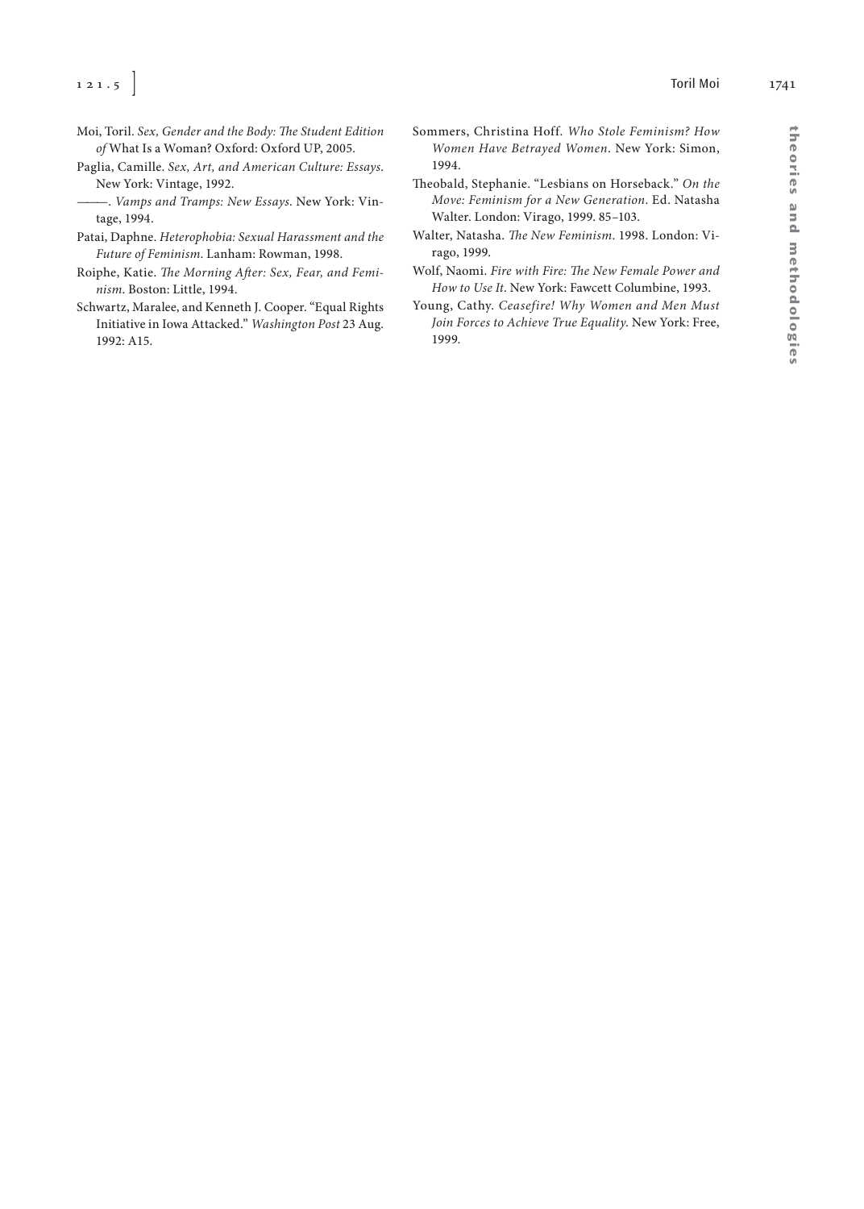Moi, Toril. *Sex, Gender and the Body: The Student Edition of* What Is a Woman? Oxford: Oxford UP, 2005.

Paglia, Camille. *Sex, Art, and American Culture: Essays*. New York: Vintage, 1992.

———. *Vamps and Tramps: New Essays*. New York: Vintage, 1994.

Patai, Daphne. *Heterophobia: Sexual Harassment and the Future of Feminism*. Lanham: Rowman, 1998.

Roiphe, Katie. *The Morning After: Sex, Fear, and Feminism*. Boston: Little, 1994.

Schwartz, Maralee, and Kenneth J. Cooper. "Equal Rights Initiative in Iowa Attacked." *Washington Post* 23 Aug. 1992: A15.

Sommers, Christina Hoff. *Who Stole Feminism? How Women Have Betrayed Women*. New York: Simon, 1994.

Theobald, Stephanie. "Lesbians on Horseback." *On the Move: Feminism for a New Generation*. Ed. Natasha Walter. London: Virago, 1999. 85–103.

Walter, Natasha. *The New Feminism*. 1998. London: Virago, 1999.

Wolf, Naomi. *Fire with Fire: The New Female Power and How to Use It*. New York: Fawcett Columbine, 1993.

Young, Cathy. *Ceasefire! Why Women and Men Must Join Forces to Achieve True Equality*. New York: Free, 1999.